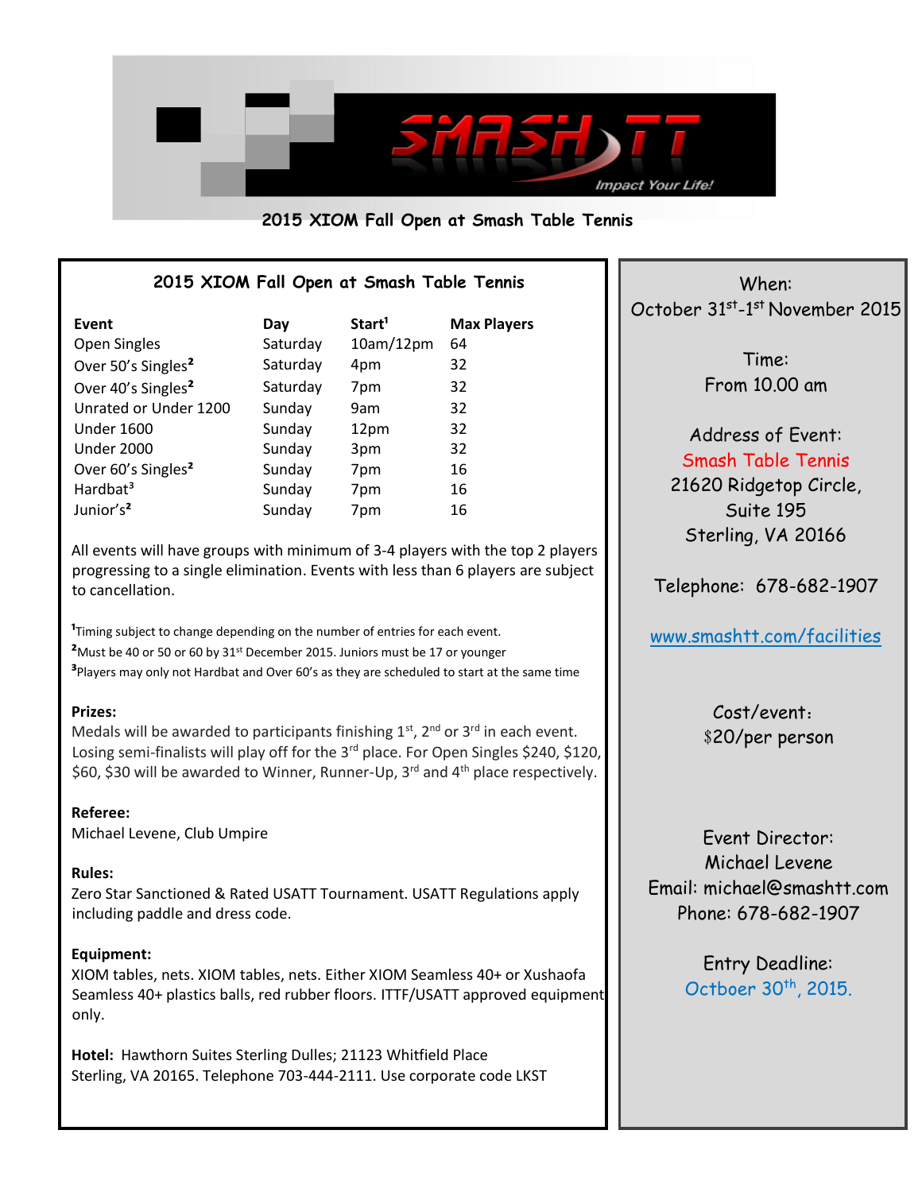# 2015 XIOM Fall Open at Smash Table Tennis

## 2015 XIOM Fall Open at Smash Table Tennis

| Event | Day | Start[1] | Max Players |
|---|---|---|---|
| Open Singles | Saturday | 10am/12pm | 64 |
| Over 50's Singles[2] | Saturday | 4pm | 32 |
| Over 40's Singles[2] | Saturday | 7pm | 32 |
| Unrated or Under 1200 | Sunday | 9am | 32 |
| Under 1600 | Sunday | 12pm | 32 |
| Under 2000 | Sunday | 3pm | 32 |
| Over 60's Singles[2] | Sunday | 7pm | 16 |
| Hardbat[3] | Sunday | 7pm | 16 |
| Junior's[2] | Sunday | 7pm | 16 |

All events will have groups with minimum of 3-4 players with the top 2 players progressing to a single elimination. Events with less than 6 players are subject to cancellation.

[1] Timing subject to change depending on the number of entries for each event.
[2] Must be 40 or 50 or 60 by 31st December 2015. Juniors must be 17 or younger
[3] Players may only not Hardbat and Over 60's as they are scheduled to start at the same time

**Prizes:**
Medals will be awarded to participants finishing 1st, 2nd or 3rd in each event. Losing semi-finalists will play off for the 3rd place. For Open Singles $240, $120, $60, $30 will be awarded to Winner, Runner-Up, 3rd and 4th place respectively.

**Referee:**
Michael Levene, Club Umpire

**Rules:**
Zero Star Sanctioned & Rated USATT Tournament. USATT Regulations apply including paddle and dress code.

**Equipment:**
XIOM tables, nets. XIOM tables, nets. Either XIOM Seamless 40+ or Xushaofa Seamless 40+ plastics balls, red rubber floors. ITTF/USATT approved equipment only.

**Hotel:** Hawthorn Suites Sterling Dulles; 21123 Whitfield Place Sterling, VA 20165. Telephone 703-444-2111. Use corporate code LKST

---

When:
October 31st-1st November 2015

Time:
From 10.00 am

Address of Event:
Smash Table Tennis
21620 Ridgetop Circle,
Suite 195
Sterling, VA 20166

Telephone: 678-682-1907

www.smashtt.com/facilities

Cost/event:
$20/per person

Event Director:
Michael Levene
Email: michael@smashtt.com
Phone: 678-682-1907

Entry Deadline:
Octboer 30th, 2015.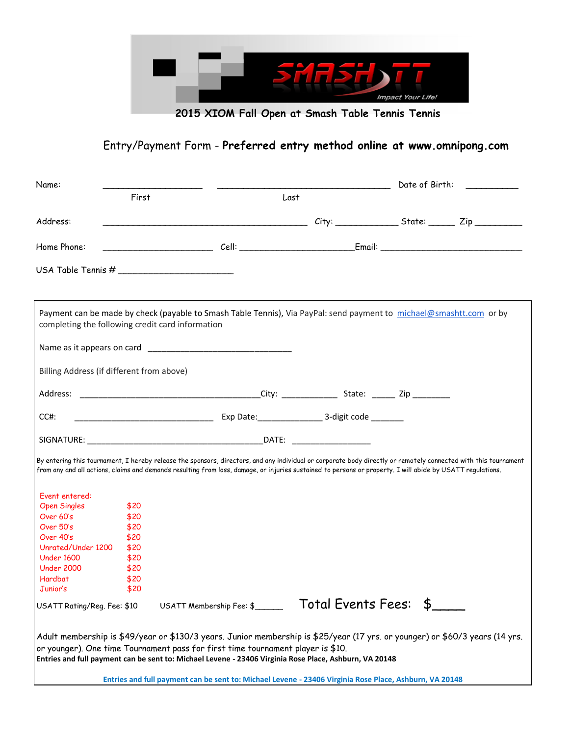SMASH TT

Impact Your Life!

## 2015 XIOM Fall Open at Smash Table Tennis Tennis

Entry/Payment Form - **Preferred entry method online at www.omnipong.com**

Name: ___________________ ________________________________ Date of Birth: __________

First Last

Address: _______________________________________ City: ____________ State: _____ Zip _________

Home Phone: _____________________ Cell: ______________________ Email: ___________________________

USA Table Tennis # ______________________

Payment can be made by check (payable to Smash Table Tennis), Via PayPal: send payment to michael@smashtt.com or by completing the following credit card information

Name as it appears on card ____________________________

Billing Address (if different from above)

Address: ____________________________________ City: ___________ State: _____ Zip ________

CC#: ___________________________ Exp Date: _____________ 3-digit code _______

SIGNATURE: ___________________________________ DATE: _______________

By entering this tournament, I hereby release the sponsors, directors, and any individual or corporate body directly or remotely connected with this tournament from any and all actions, claims and demands resulting from loss, damage, or injuries sustained to persons or property. I will abide by USATT regulations.

| Event entered: | |
|---|---|
| Open Singles | $20 |
| Over 60's | $20 |
| Over 50's | $20 |
| Over 40's | $20 |
| Unrated/Under 1200 | $20 |
| Under 1600 | $20 |
| Under 2000 | $20 |
| Hardbat | $20 |
| Junior's | $20 |

USATT Rating/Reg. Fee: $10 USATT Membership Fee: $______ **Total Events Fees: $____**

Adult membership is $49/year or $130/3 years. Junior membership is $25/year (17 yrs. or younger) or $60/3 years (14 yrs. or younger). One time Tournament pass for first time tournament player is $10.

**Entries and full payment can be sent to: Michael Levene - 23406 Virginia Rose Place, Ashburn, VA 20148**

**Entries and full payment can be sent to: Michael Levene - 23406 Virginia Rose Place, Ashburn, VA 20148**